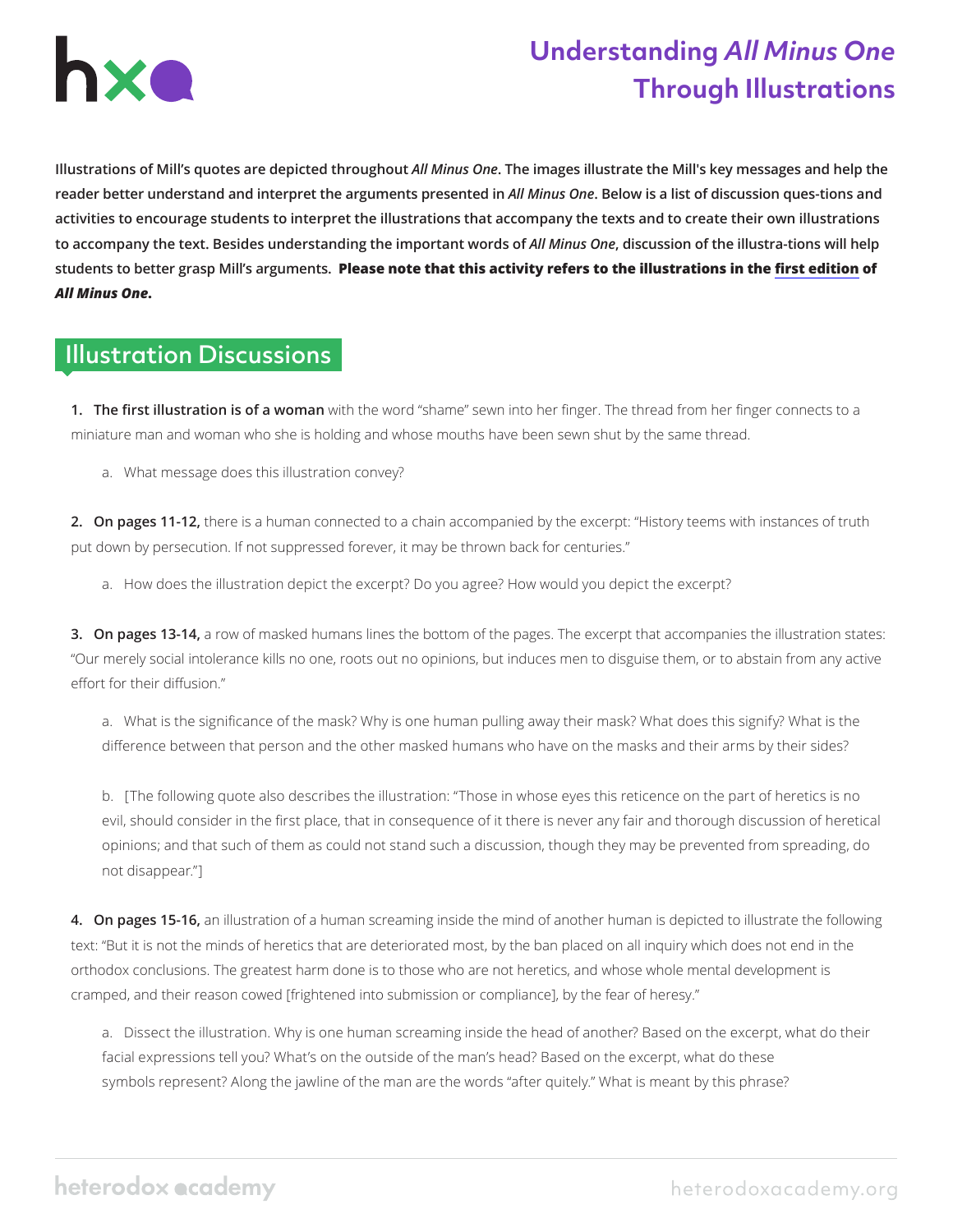# Understanding *All Minus One* Through Illustrations

**Illustrations of Mill's quotes are depicted throughout *All Minus One*. The images illustrate the Mill's key messages and help the reader better understand and interpret the arguments presented in *All Minus One*. Below is a list of discussion ques-tions and activities to encourage students to interpret the illustrations that accompany the texts and to create their own illustrations to accompany the text. Besides understanding the important words of *All Minus One*, discussion of the illustra-tions will help students to better grasp Mill's arguments. Please note that this activity refers to the illustrations in the first edition of *All Minus One*.**

## Illustration Discussions

**1. The first illustration is of a woman** with the word "shame" sewn into her finger. The thread from her finger connects to a miniature man and woman who she is holding and whose mouths have been sewn shut by the same thread.

a. What message does this illustration convey?

**2. On pages 11-12,** there is a human connected to a chain accompanied by the excerpt: "History teems with instances of truth put down by persecution. If not suppressed forever, it may be thrown back for centuries."

a. How does the illustration depict the excerpt? Do you agree? How would you depict the excerpt?

**3. On pages 13-14,** a row of masked humans lines the bottom of the pages. The excerpt that accompanies the illustration states: "Our merely social intolerance kills no one, roots out no opinions, but induces men to disguise them, or to abstain from any active effort for their diffusion."

a. What is the significance of the mask? Why is one human pulling away their mask? What does this signify? What is the difference between that person and the other masked humans who have on the masks and their arms by their sides?

b. [The following quote also describes the illustration: "Those in whose eyes this reticence on the part of heretics is no evil, should consider in the first place, that in consequence of it there is never any fair and thorough discussion of heretical opinions; and that such of them as could not stand such a discussion, though they may be prevented from spreading, do not disappear."]

**4. On pages 15-16,** an illustration of a human screaming inside the mind of another human is depicted to illustrate the following text: "But it is not the minds of heretics that are deteriorated most, by the ban placed on all inquiry which does not end in the orthodox conclusions. The greatest harm done is to those who are not heretics, and whose whole mental development is cramped, and their reason cowed [frightened into submission or compliance], by the fear of heresy."

a. Dissect the illustration. Why is one human screaming inside the head of another? Based on the excerpt, what do their facial expressions tell you? What's on the outside of the man's head? Based on the excerpt, what do these symbols represent? Along the jawline of the man are the words "after quitely." What is meant by this phrase?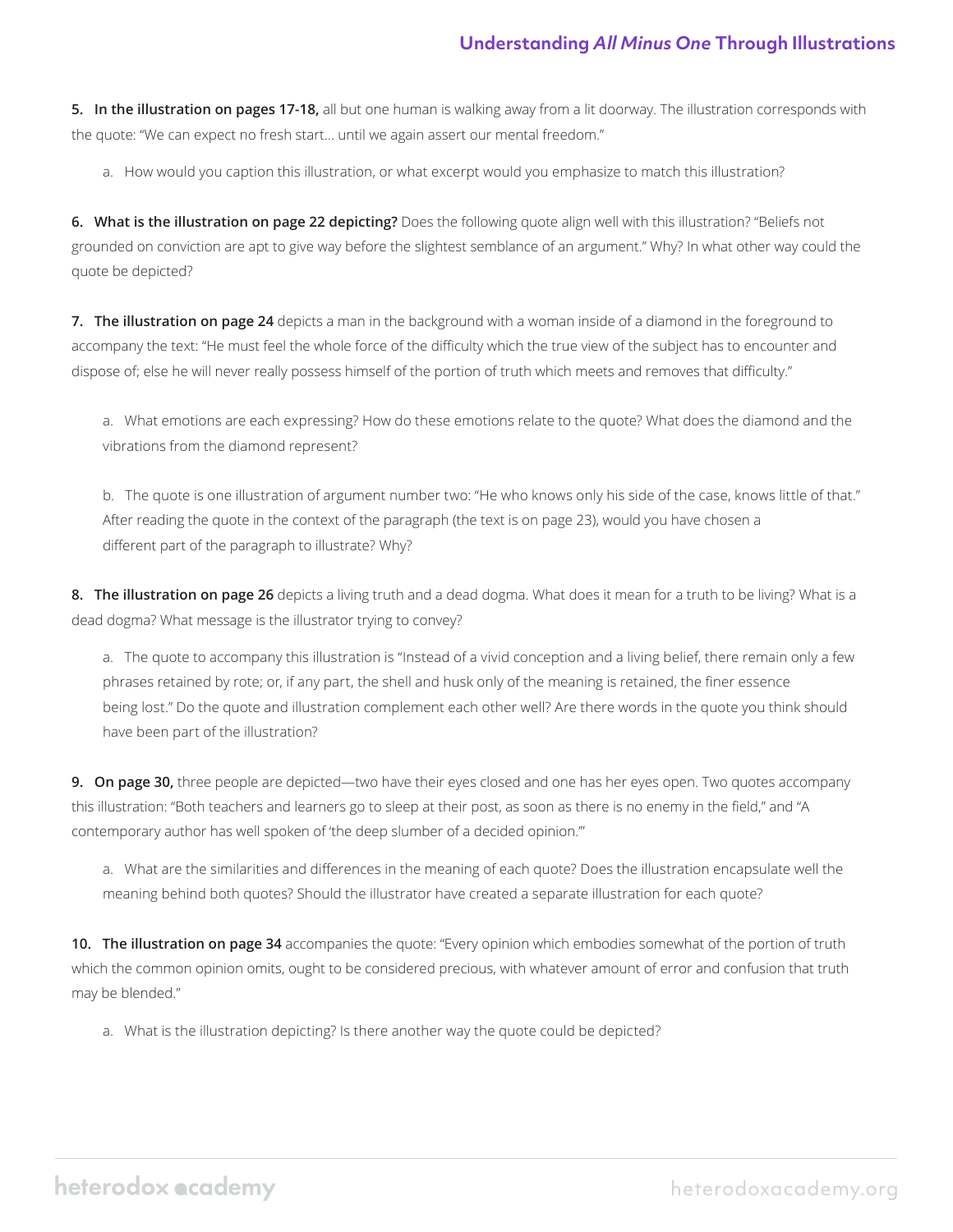5. **In the illustration on pages 17-18,** all but one human is walking away from a lit doorway. The illustration corresponds with the quote: "We can expect no fresh start... until we again assert our mental freedom."

   a. How would you caption this illustration, or what excerpt would you emphasize to match this illustration?

6. **What is the illustration on page 22 depicting?** Does the following quote align well with this illustration? "Beliefs not grounded on conviction are apt to give way before the slightest semblance of an argument." Why? In what other way could the quote be depicted?

7. **The illustration on page 24** depicts a man in the background with a woman inside of a diamond in the foreground to accompany the text: "He must feel the whole force of the difficulty which the true view of the subject has to encounter and dispose of; else he will never really possess himself of the portion of truth which meets and removes that difficulty."

   a. What emotions are each expressing? How do these emotions relate to the quote? What does the diamond and the vibrations from the diamond represent?

   b. The quote is one illustration of argument number two: "He who knows only his side of the case, knows little of that." After reading the quote in the context of the paragraph (the text is on page 23), would you have chosen a different part of the paragraph to illustrate? Why?

8. **The illustration on page 26** depicts a living truth and a dead dogma. What does it mean for a truth to be living? What is a dead dogma? What message is the illustrator trying to convey?

   a. The quote to accompany this illustration is "Instead of a vivid conception and a living belief, there remain only a few phrases retained by rote; or, if any part, the shell and husk only of the meaning is retained, the finer essence being lost." Do the quote and illustration complement each other well? Are there words in the quote you think should have been part of the illustration?

9. **On page 30,** three people are depicted—two have their eyes closed and one has her eyes open. Two quotes accompany this illustration: "Both teachers and learners go to sleep at their post, as soon as there is no enemy in the field," and "A contemporary author has well spoken of 'the deep slumber of a decided opinion.'"

   a. What are the similarities and differences in the meaning of each quote? Does the illustration encapsulate well the meaning behind both quotes? Should the illustrator have created a separate illustration for each quote?

10. **The illustration on page 34** accompanies the quote: "Every opinion which embodies somewhat of the portion of truth which the common opinion omits, ought to be considered precious, with whatever amount of error and confusion that truth may be blended."

    a. What is the illustration depicting? Is there another way the quote could be depicted?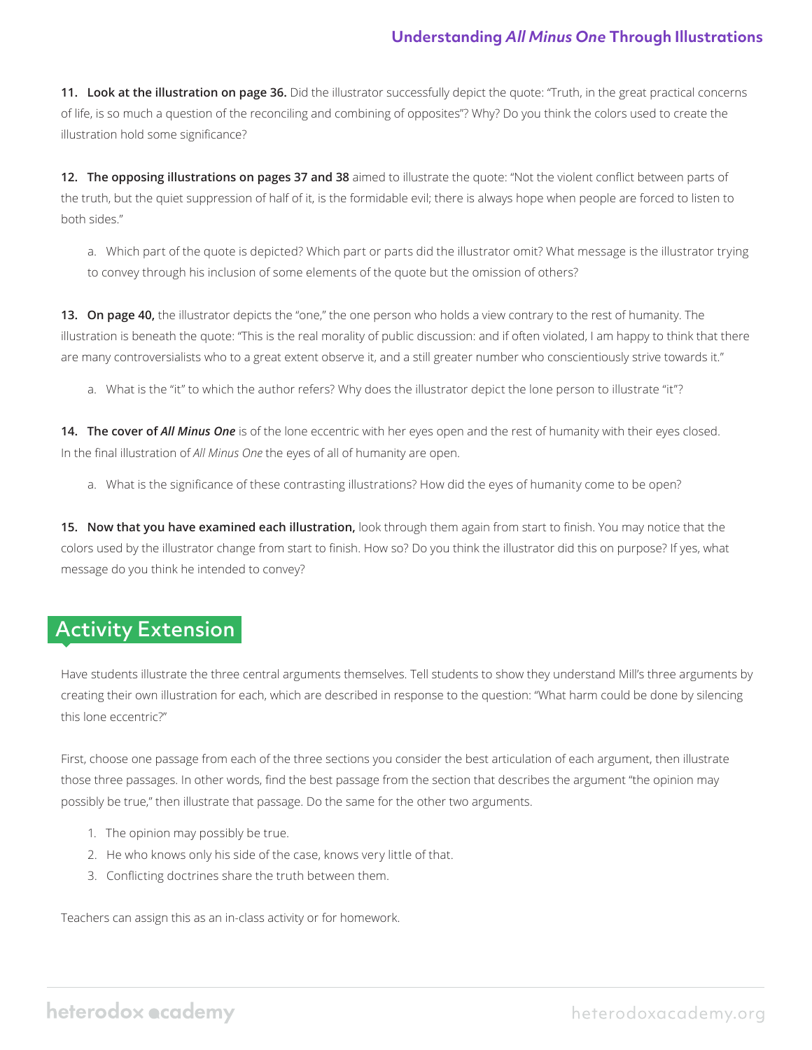**11. Look at the illustration on page 36.** Did the illustrator successfully depict the quote: "Truth, in the great practical concerns of life, is so much a question of the reconciling and combining of opposites"? Why? Do you think the colors used to create the illustration hold some significance?

**12. The opposing illustrations on pages 37 and 38** aimed to illustrate the quote: "Not the violent conflict between parts of the truth, but the quiet suppression of half of it, is the formidable evil; there is always hope when people are forced to listen to both sides."

a. Which part of the quote is depicted? Which part or parts did the illustrator omit? What message is the illustrator trying to convey through his inclusion of some elements of the quote but the omission of others?

**13. On page 40,** the illustrator depicts the "one," the one person who holds a view contrary to the rest of humanity. The illustration is beneath the quote: "This is the real morality of public discussion: and if often violated, I am happy to think that there are many controversialists who to a great extent observe it, and a still greater number who conscientiously strive towards it."

a. What is the "it" to which the author refers? Why does the illustrator depict the lone person to illustrate "it"?

**14. The cover of *All Minus One*** is of the lone eccentric with her eyes open and the rest of humanity with their eyes closed. In the final illustration of *All Minus One* the eyes of all of humanity are open.

a. What is the significance of these contrasting illustrations? How did the eyes of humanity come to be open?

**15. Now that you have examined each illustration,** look through them again from start to finish. You may notice that the colors used by the illustrator change from start to finish. How so? Do you think the illustrator did this on purpose? If yes, what message do you think he intended to convey?

## Activity Extension

Have students illustrate the three central arguments themselves. Tell students to show they understand Mill's three arguments by creating their own illustration for each, which are described in response to the question: "What harm could be done by silencing this lone eccentric?"

First, choose one passage from each of the three sections you consider the best articulation of each argument, then illustrate those three passages. In other words, find the best passage from the section that describes the argument "the opinion may possibly be true," then illustrate that passage. Do the same for the other two arguments.

1. The opinion may possibly be true.
2. He who knows only his side of the case, knows very little of that.
3. Conflicting doctrines share the truth between them.

Teachers can assign this as an in-class activity or for homework.